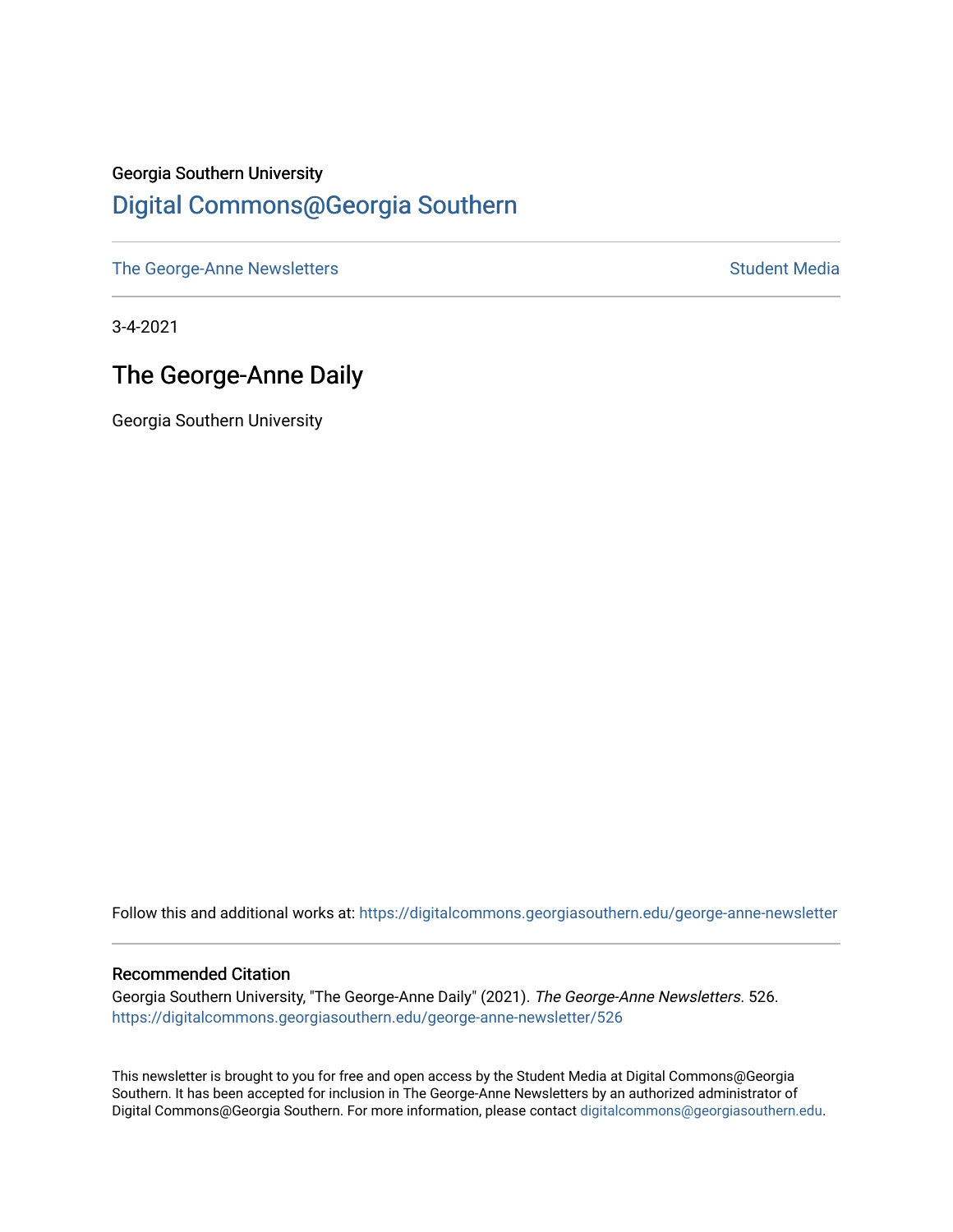Georgia Southern University

# Digital Commons@Georgia Southern

The George-Anne Newsletters | Student Media

3-4-2021

## The George-Anne Daily

Georgia Southern University

Follow this and additional works at: https://digitalcommons.georgiasouthern.edu/george-anne-newsletter

### Recommended Citation

Georgia Southern University, "The George-Anne Daily" (2021). *The George-Anne Newsletters*. 526. https://digitalcommons.georgiasouthern.edu/george-anne-newsletter/526

This newsletter is brought to you for free and open access by the Student Media at Digital Commons@Georgia Southern. It has been accepted for inclusion in The George-Anne Newsletters by an authorized administrator of Digital Commons@Georgia Southern. For more information, please contact digitalcommons@georgiasouthern.edu.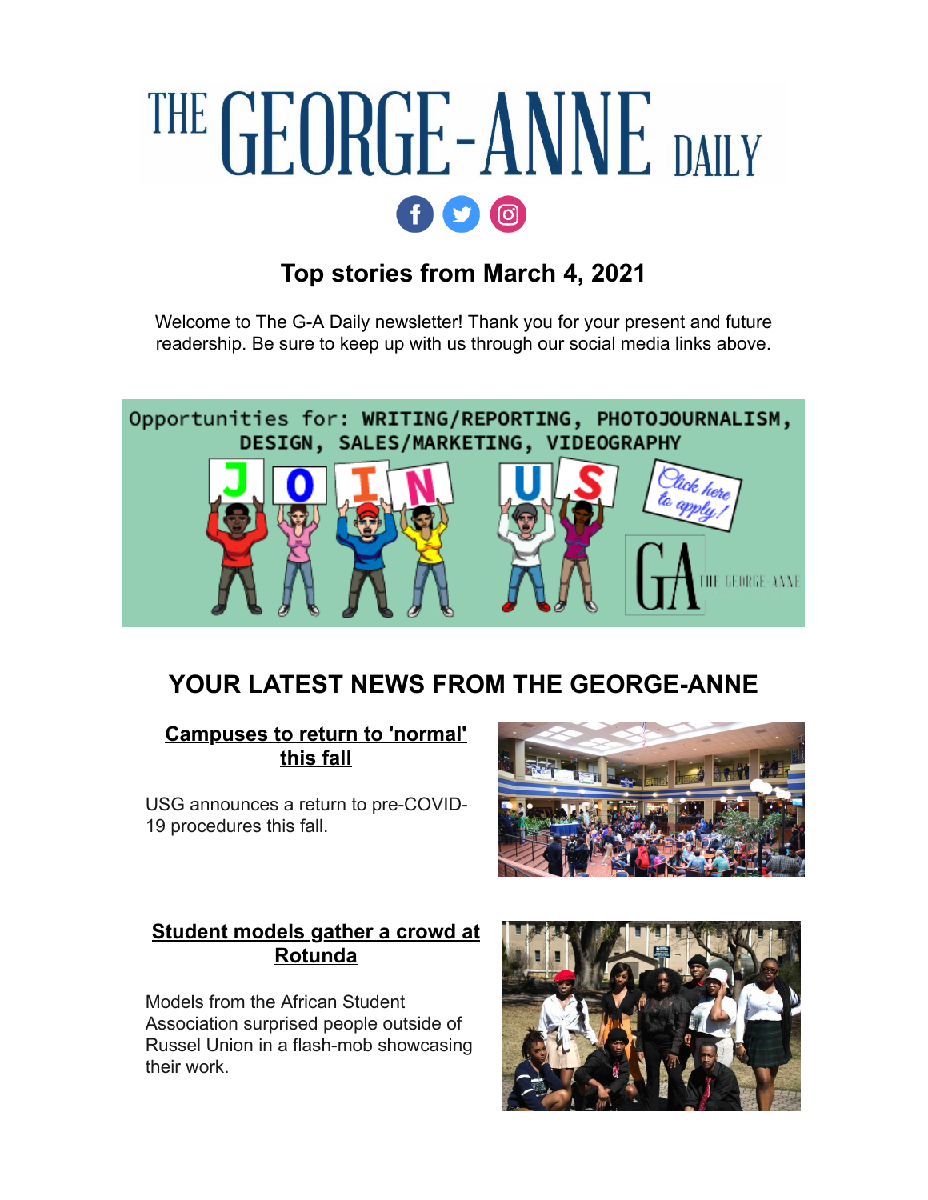# THE GEORGE-ANNE DAILY

## Top stories from March 4, 2021

Welcome to The G-A Daily newsletter! Thank you for your present and future readership. Be sure to keep up with us through our social media links above.

Opportunities for: WRITING/REPORTING, PHOTOJOURNALISM, DESIGN, SALES/MARKETING, VIDEOGRAPHY

JOIN US

Click here to apply!

## YOUR LATEST NEWS FROM THE GEORGE-ANNE

### Campuses to return to 'normal' this fall

USG announces a return to pre-COVID-19 procedures this fall.

### Student models gather a crowd at Rotunda

Models from the African Student Association surprised people outside of Russel Union in a flash-mob showcasing their work.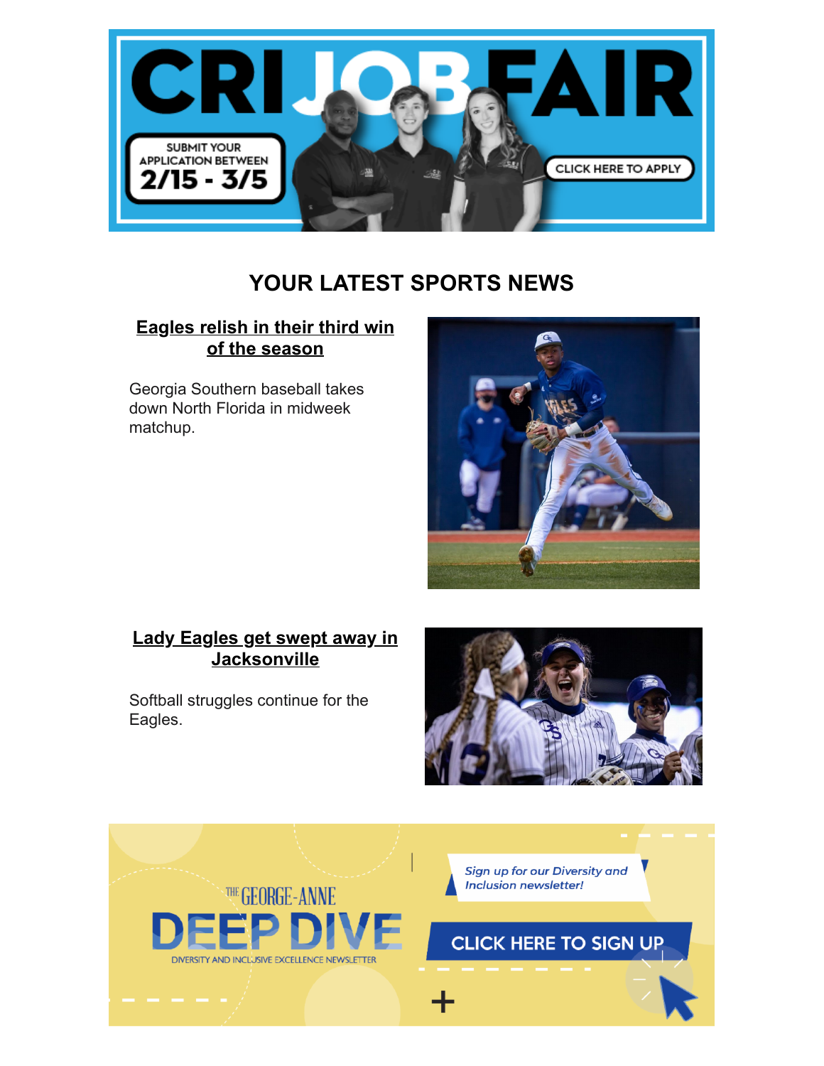# CRI JOB FAIR

SUBMIT YOUR APPLICATION BETWEEN **2/15 - 3/5**

CLICK HERE TO APPLY

## YOUR LATEST SPORTS NEWS

### Eagles relish in their third win of the season

Georgia Southern baseball takes down North Florida in midweek matchup.

### Lady Eagles get swept away in Jacksonville

Softball struggles continue for the Eagles.

THE GEORGE-ANNE **DEEP DIVE**

DIVERSITY AND INCLUSIVE EXCELLENCE NEWSLETTER

*Sign up for our Diversity and Inclusion newsletter!*

CLICK HERE TO SIGN UP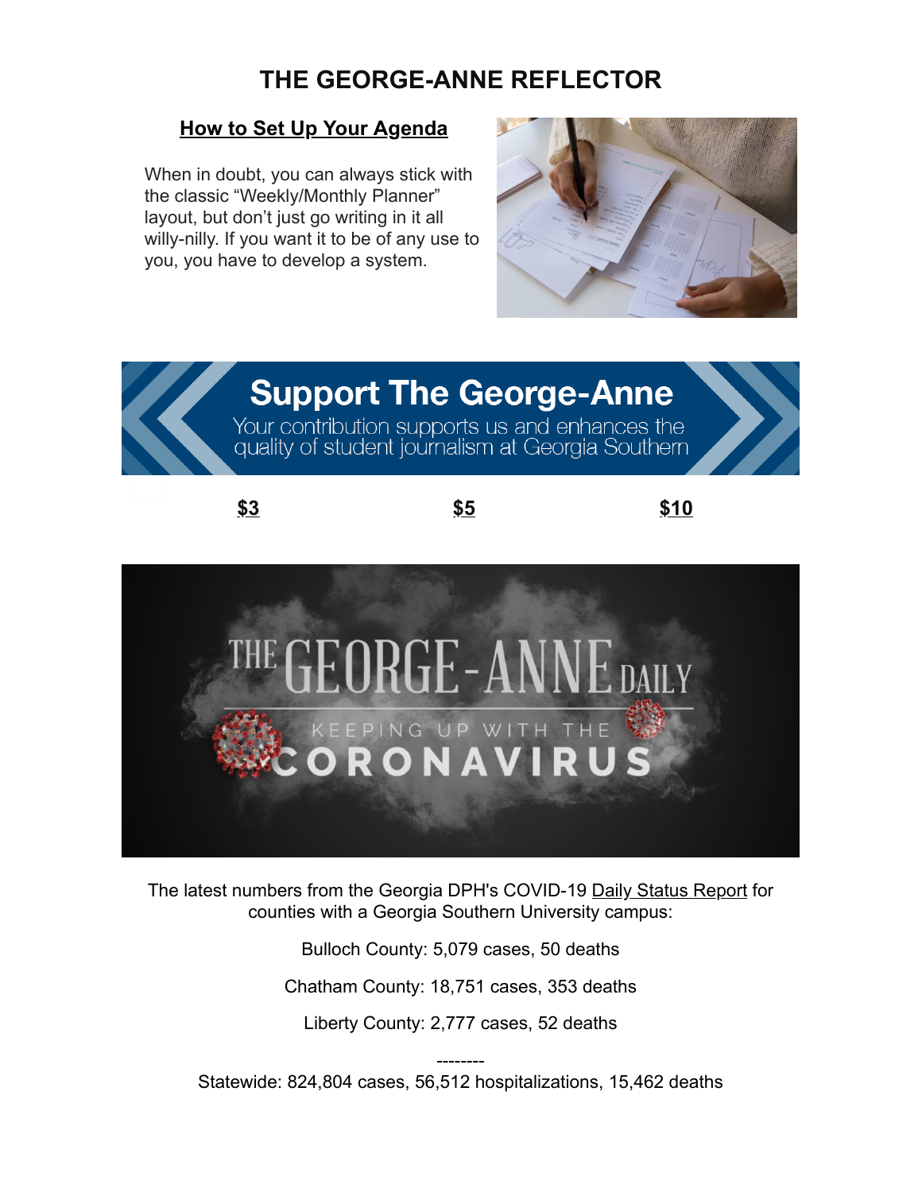# THE GEORGE-ANNE REFLECTOR

## How to Set Up Your Agenda

When in doubt, you can always stick with the classic "Weekly/Monthly Planner" layout, but don't just go writing in it all willy-nilly. If you want it to be of any use to you, you have to develop a system.

**Support The George-Anne**

Your contribution supports us and enhances the quality of student journalism at Georgia Southern

**$3** **$5** **$10**

THE GEORGE-ANNE DAILY

KEEPING UP WITH THE CORONAVIRUS

The latest numbers from the Georgia DPH's COVID-19 Daily Status Report for counties with a Georgia Southern University campus:

Bulloch County: 5,079 cases, 50 deaths

Chatham County: 18,751 cases, 353 deaths

Liberty County: 2,777 cases, 52 deaths

--------

Statewide: 824,804 cases, 56,512 hospitalizations, 15,462 deaths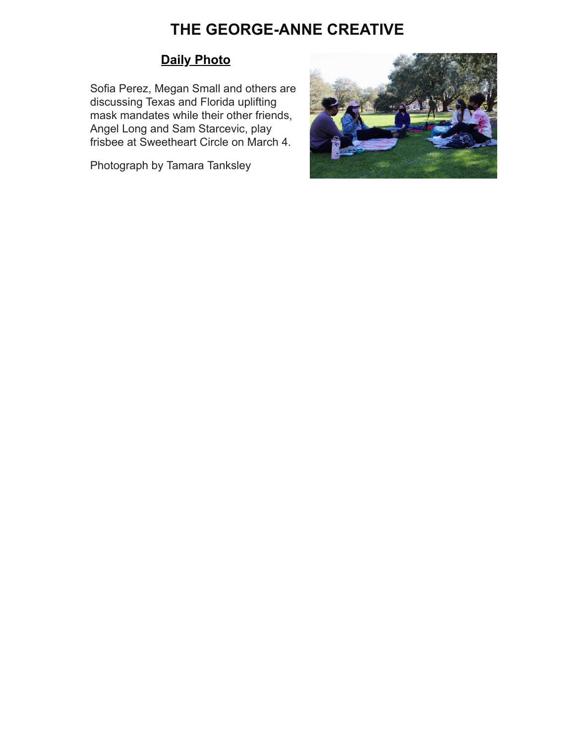# THE GEORGE-ANNE CREATIVE

## Daily Photo

Sofia Perez, Megan Small and others are discussing Texas and Florida uplifting mask mandates while their other friends, Angel Long and Sam Starcevic, play frisbee at Sweetheart Circle on March 4.

Photograph by Tamara Tanksley